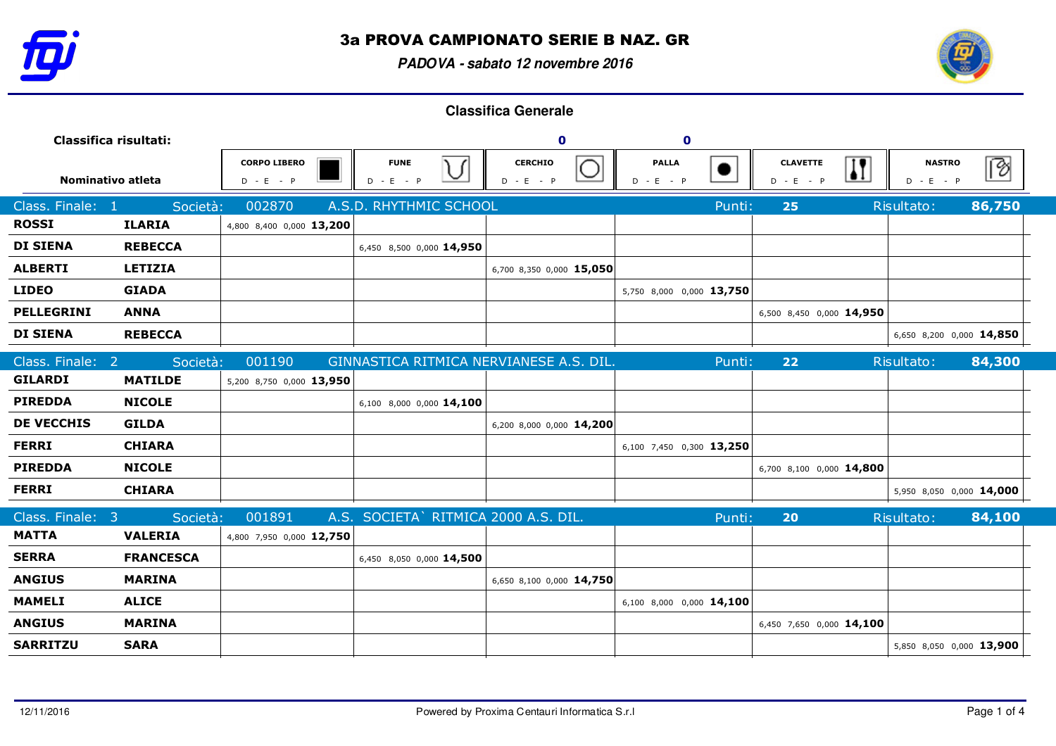# 3a PROVA CAMPIONATO SERIE B NAZ. GR

***PADOVA - sabato 12 novembre 2016***

## Classifica Generale

| Classifica risultati: | | CORPO LIBERO | FUNE | CERCHIO (0) | PALLA (0) | CLAVETTE | NASTRO |
|---|---|---|---|---|---|---|---|
| **Nominativo atleta** | | D - E - P | D - E - P | D - E - P | D - E - P | D - E - P | D - E - P |
| **Class. Finale: 1** | **Società: 002870 A.S.D. RHYTHMIC SCHOOL** | | | | **Punti: 25** | | **Risultato: 86,750** |
| **ROSSI** | **ILARIA** | 4,800 8,400 0,000 **13,200** | | | | | |
| **DI SIENA** | **REBECCA** | | 6,450 8,500 0,000 **14,950** | | | | |
| **ALBERTI** | **LETIZIA** | | | 6,700 8,350 0,000 **15,050** | | | |
| **LIDEO** | **GIADA** | | | | 5,750 8,000 0,000 **13,750** | | |
| **PELLEGRINI** | **ANNA** | | | | | 6,500 8,450 0,000 **14,950** | |
| **DI SIENA** | **REBECCA** | | | | | | 6,650 8,200 0,000 **14,850** |
| **Class. Finale: 2** | **Società: 001190 GINNASTICA RITMICA NERVIANESE A.S. DIL.** | | | | **Punti: 22** | | **Risultato: 84,300** |
| **GILARDI** | **MATILDE** | 5,200 8,750 0,000 **13,950** | | | | | |
| **PIREDDA** | **NICOLE** | | 6,100 8,000 0,000 **14,100** | | | | |
| **DE VECCHIS** | **GILDA** | | | 6,200 8,000 0,000 **14,200** | | | |
| **FERRI** | **CHIARA** | | | | 6,100 7,450 0,300 **13,250** | | |
| **PIREDDA** | **NICOLE** | | | | | 6,700 8,100 0,000 **14,800** | |
| **FERRI** | **CHIARA** | | | | | | 5,950 8,050 0,000 **14,000** |
| **Class. Finale: 3** | **Società: 001891 A.S. SOCIETA` RITMICA 2000 A.S. DIL.** | | | | **Punti: 20** | | **Risultato: 84,100** |
| **MATTA** | **VALERIA** | 4,800 7,950 0,000 **12,750** | | | | | |
| **SERRA** | **FRANCESCA** | | 6,450 8,050 0,000 **14,500** | | | | |
| **ANGIUS** | **MARINA** | | | 6,650 8,100 0,000 **14,750** | | | |
| **MAMELI** | **ALICE** | | | | 6,100 8,000 0,000 **14,100** | | |
| **ANGIUS** | **MARINA** | | | | | 6,450 7,650 0,000 **14,100** | |
| **SARRITZU** | **SARA** | | | | | | 5,850 8,050 0,000 **13,900** |

12/11/2016 — Powered by Proxima Centauri Informatica S.r.l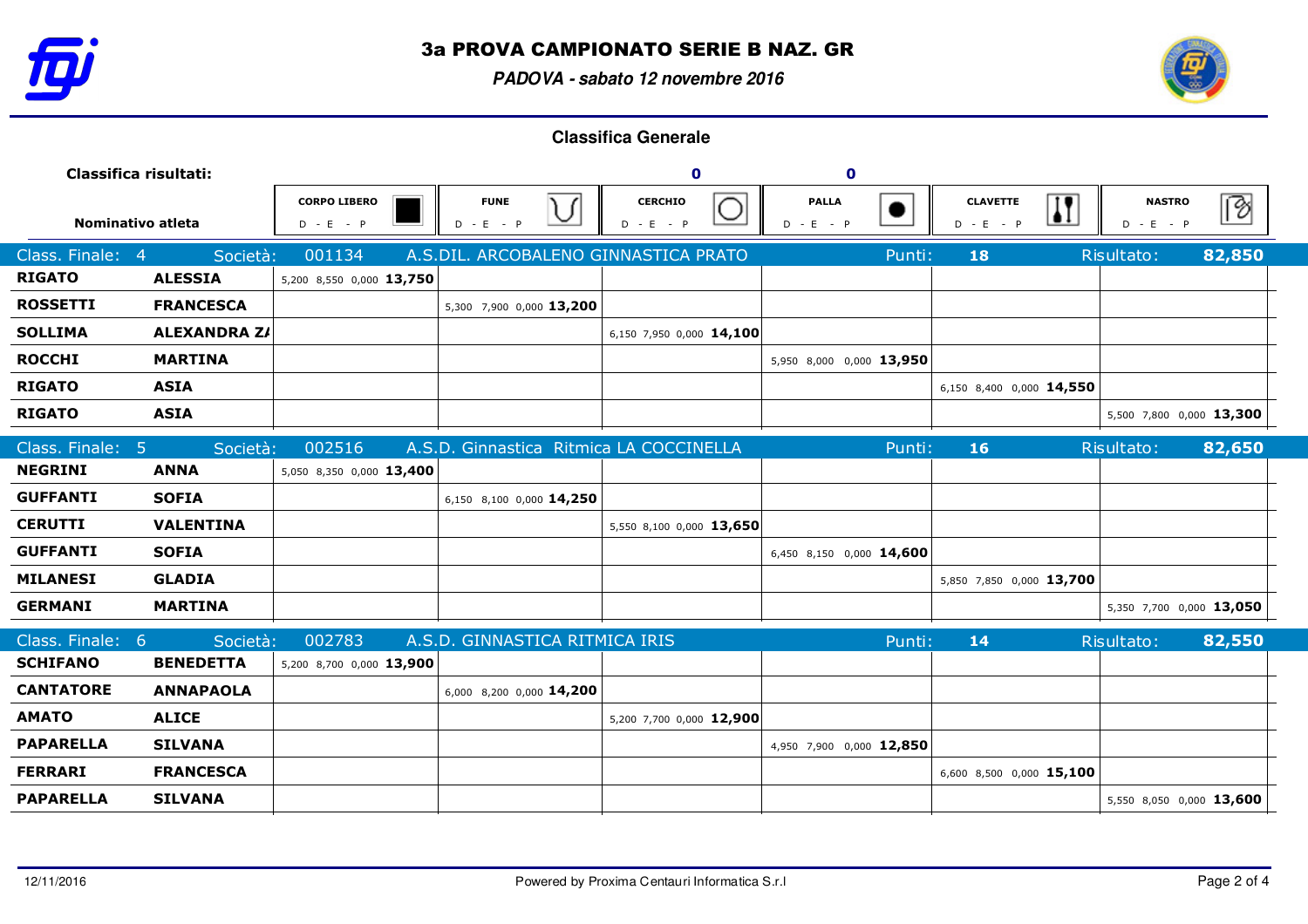# 3a PROVA CAMPIONATO SERIE B NAZ. GR

***PADOVA - sabato 12 novembre 2016***

## Classifica Generale

| Classifica risultati: | | CORPO LIBERO | FUNE | CERCHIO (0) | PALLA (0) | CLAVETTE | NASTRO |
|---|---|---|---|---|---|---|---|
| **Nominativo atleta** | | D - E - P | D - E - P | D - E - P | D - E - P | D - E - P | D - E - P |
| Class. Finale: 4 | Società: 001134 | A.S.DIL. ARCOBALENO GINNASTICA PRATO | | | Punti: 18 | | Risultato: **82,850** |
| **RIGATO** | **ALESSIA** | 5,200 8,550 0,000 **13,750** | | | | | |
| **ROSSETTI** | **FRANCESCA** | | 5,300 7,900 0,000 **13,200** | | | | |
| **SOLLIMA** | **ALEXANDRA Z/** | | | 6,150 7,950 0,000 **14,100** | | | |
| **ROCCHI** | **MARTINA** | | | | 5,950 8,000 0,000 **13,950** | | |
| **RIGATO** | **ASIA** | | | | | 6,150 8,400 0,000 **14,550** | |
| **RIGATO** | **ASIA** | | | | | | 5,500 7,800 0,000 **13,300** |
| Class. Finale: 5 | Società: 002516 | A.S.D. Ginnastica Ritmica LA COCCINELLA | | | Punti: 16 | | Risultato: **82,650** |
| **NEGRINI** | **ANNA** | 5,050 8,350 0,000 **13,400** | | | | | |
| **GUFFANTI** | **SOFIA** | | 6,150 8,100 0,000 **14,250** | | | | |
| **CERUTTI** | **VALENTINA** | | | 5,550 8,100 0,000 **13,650** | | | |
| **GUFFANTI** | **SOFIA** | | | | 6,450 8,150 0,000 **14,600** | | |
| **MILANESI** | **GLADIA** | | | | | 5,850 7,850 0,000 **13,700** | |
| **GERMANI** | **MARTINA** | | | | | | 5,350 7,700 0,000 **13,050** |
| Class. Finale: 6 | Società: 002783 | A.S.D. GINNASTICA RITMICA IRIS | | | Punti: 14 | | Risultato: **82,550** |
| **SCHIFANO** | **BENEDETTA** | 5,200 8,700 0,000 **13,900** | | | | | |
| **CANTATORE** | **ANNAPAOLA** | | 6,000 8,200 0,000 **14,200** | | | | |
| **AMATO** | **ALICE** | | | 5,200 7,700 0,000 **12,900** | | | |
| **PAPARELLA** | **SILVANA** | | | | 4,950 7,900 0,000 **12,850** | | |
| **FERRARI** | **FRANCESCA** | | | | | 6,600 8,500 0,000 **15,100** | |
| **PAPARELLA** | **SILVANA** | | | | | | 5,550 8,050 0,000 **13,600** |

12/11/2016 Powered by Proxima Centauri Informatica S.r.l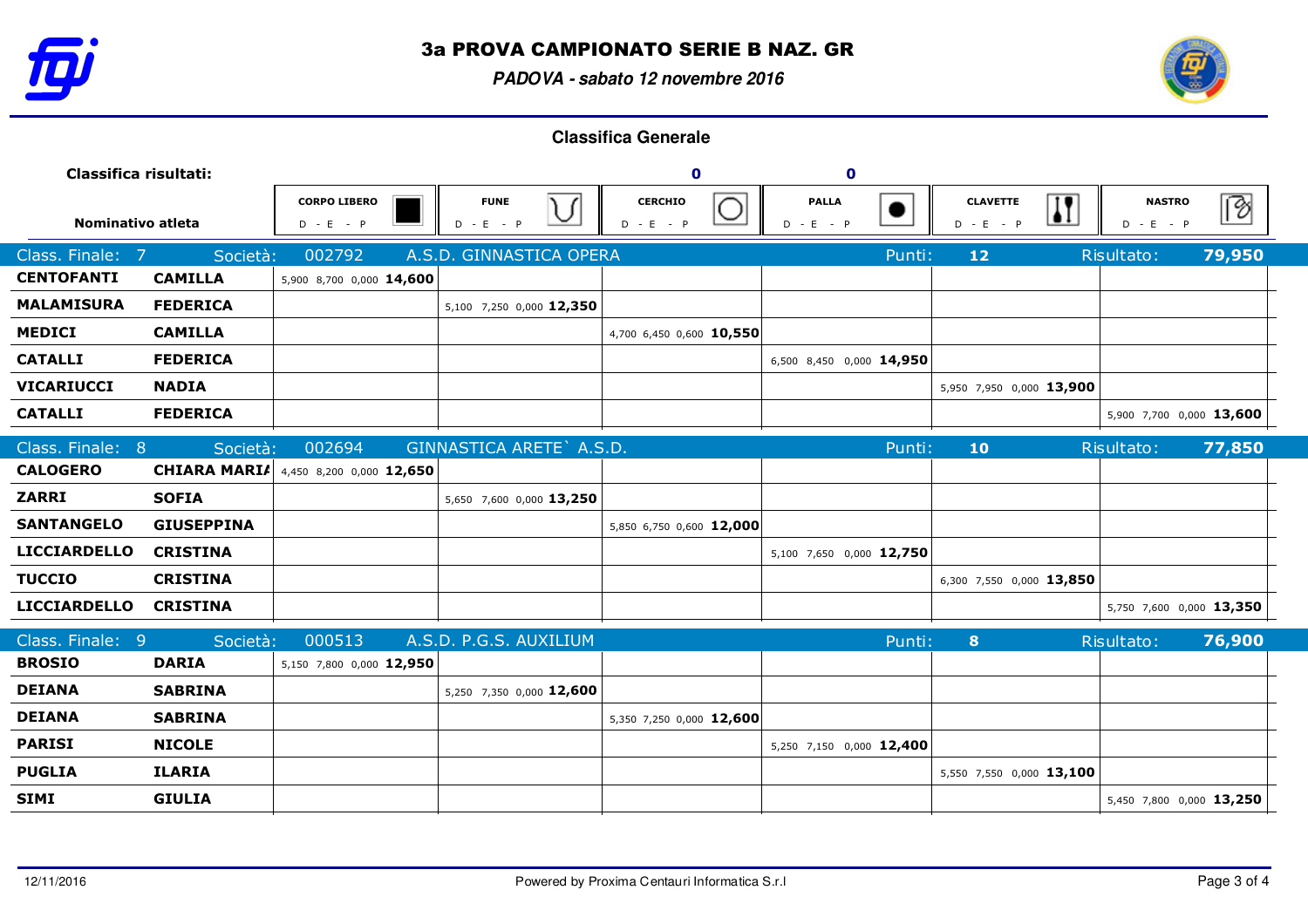# 3a PROVA CAMPIONATO SERIE B NAZ. GR

***PADOVA - sabato 12 novembre 2016***

## Classifica Generale

| Classifica risultati: | | CORPO LIBERO | FUNE | CERCHIO | PALLA | CLAVETTE | NASTRO |
|---|---|---|---|---|---|---|---|
| | | | | 0 | 0 | | |
| **Nominativo atleta** | | D - E - P | D - E - P | D - E - P | D - E - P | D - E - P | D - E - P |
| Class. Finale: 7 | Società: 002792 | A.S.D. GINNASTICA OPERA | | | Punti: | 12 | Risultato: 79,950 |
| **CENTOFANTI** | **CAMILLA** | 5,900 8,700 0,000 **14,600** | | | | | |
| **MALAMISURA** | **FEDERICA** | | 5,100 7,250 0,000 **12,350** | | | | |
| **MEDICI** | **CAMILLA** | | | 4,700 6,450 0,600 **10,550** | | | |
| **CATALLI** | **FEDERICA** | | | | 6,500 8,450 0,000 **14,950** | | |
| **VICARIUCCI** | **NADIA** | | | | | 5,950 7,950 0,000 **13,900** | |
| **CATALLI** | **FEDERICA** | | | | | | 5,900 7,700 0,000 **13,600** |
| Class. Finale: 8 | Società: 002694 | GINNASTICA ARETE` A.S.D. | | | Punti: | 10 | Risultato: 77,850 |
| **CALOGERO** | **CHIARA MARIA** | 4,450 8,200 0,000 **12,650** | | | | | |
| **ZARRI** | **SOFIA** | | 5,650 7,600 0,000 **13,250** | | | | |
| **SANTANGELO** | **GIUSEPPINA** | | | 5,850 6,750 0,600 **12,000** | | | |
| **LICCIARDELLO** | **CRISTINA** | | | | 5,100 7,650 0,000 **12,750** | | |
| **TUCCIO** | **CRISTINA** | | | | | 6,300 7,550 0,000 **13,850** | |
| **LICCIARDELLO** | **CRISTINA** | | | | | | 5,750 7,600 0,000 **13,350** |
| Class. Finale: 9 | Società: 000513 | A.S.D. P.G.S. AUXILIUM | | | Punti: | 8 | Risultato: 76,900 |
| **BROSIO** | **DARIA** | 5,150 7,800 0,000 **12,950** | | | | | |
| **DEIANA** | **SABRINA** | | 5,250 7,350 0,000 **12,600** | | | | |
| **DEIANA** | **SABRINA** | | | 5,350 7,250 0,000 **12,600** | | | |
| **PARISI** | **NICOLE** | | | | 5,250 7,150 0,000 **12,400** | | |
| **PUGLIA** | **ILARIA** | | | | | 5,550 7,550 0,000 **13,100** | |
| **SIMI** | **GIULIA** | | | | | | 5,450 7,800 0,000 **13,250** |

12/11/2016 — Powered by Proxima Centauri Informatica S.r.l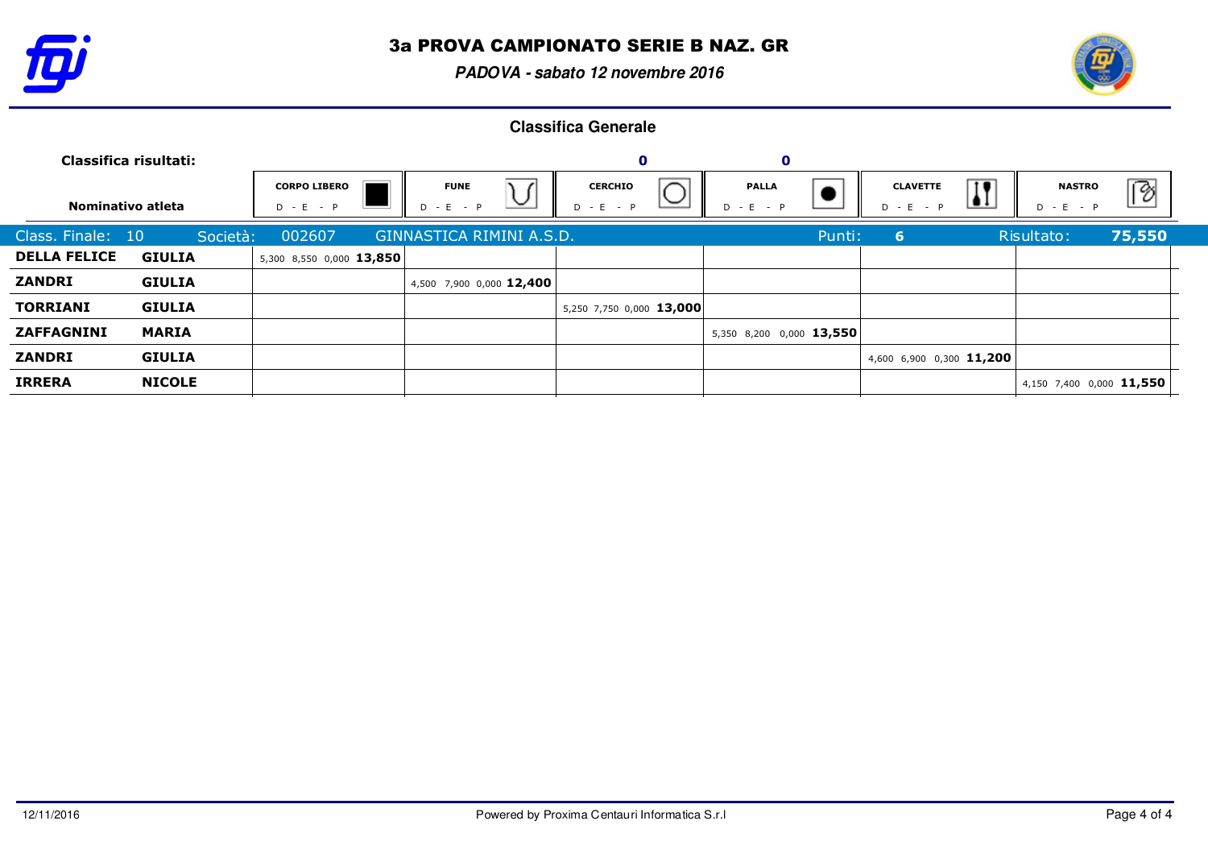# 3a PROVA CAMPIONATO SERIE B NAZ. GR

***PADOVA - sabato 12 novembre 2016***

## Classifica Generale

| Classifica risultati: | | | | 0 | 0 | | |
|---|---|---|---|---|---|---|---|
| **Nominativo atleta** | | **CORPO LIBERO** D - E - P | **FUNE** D - E - P | **CERCHIO** D - E - P | **PALLA** D - E - P | **CLAVETTE** D - E - P | **NASTRO** D - E - P |
| Class. Finale: 10 | Società: 002607 | GINNASTICA RIMINI A.S.D. | | | Punti: 6 | | Risultato: **75,550** |
| **DELLA FELICE** | **GIULIA** | 5,300 8,550 0,000 **13,850** | | | | | |
| **ZANDRI** | **GIULIA** | | 4,500 7,900 0,000 **12,400** | | | | |
| **TORRIANI** | **GIULIA** | | | 5,250 7,750 0,000 **13,000** | | | |
| **ZAFFAGNINI** | **MARIA** | | | | 5,350 8,200 0,000 **13,550** | | |
| **ZANDRI** | **GIULIA** | | | | | 4,600 6,900 0,300 **11,200** | |
| **IRRERA** | **NICOLE** | | | | | | 4,150 7,400 0,000 **11,550** |

12/11/2016 Powered by Proxima Centauri Informatica S.r.l